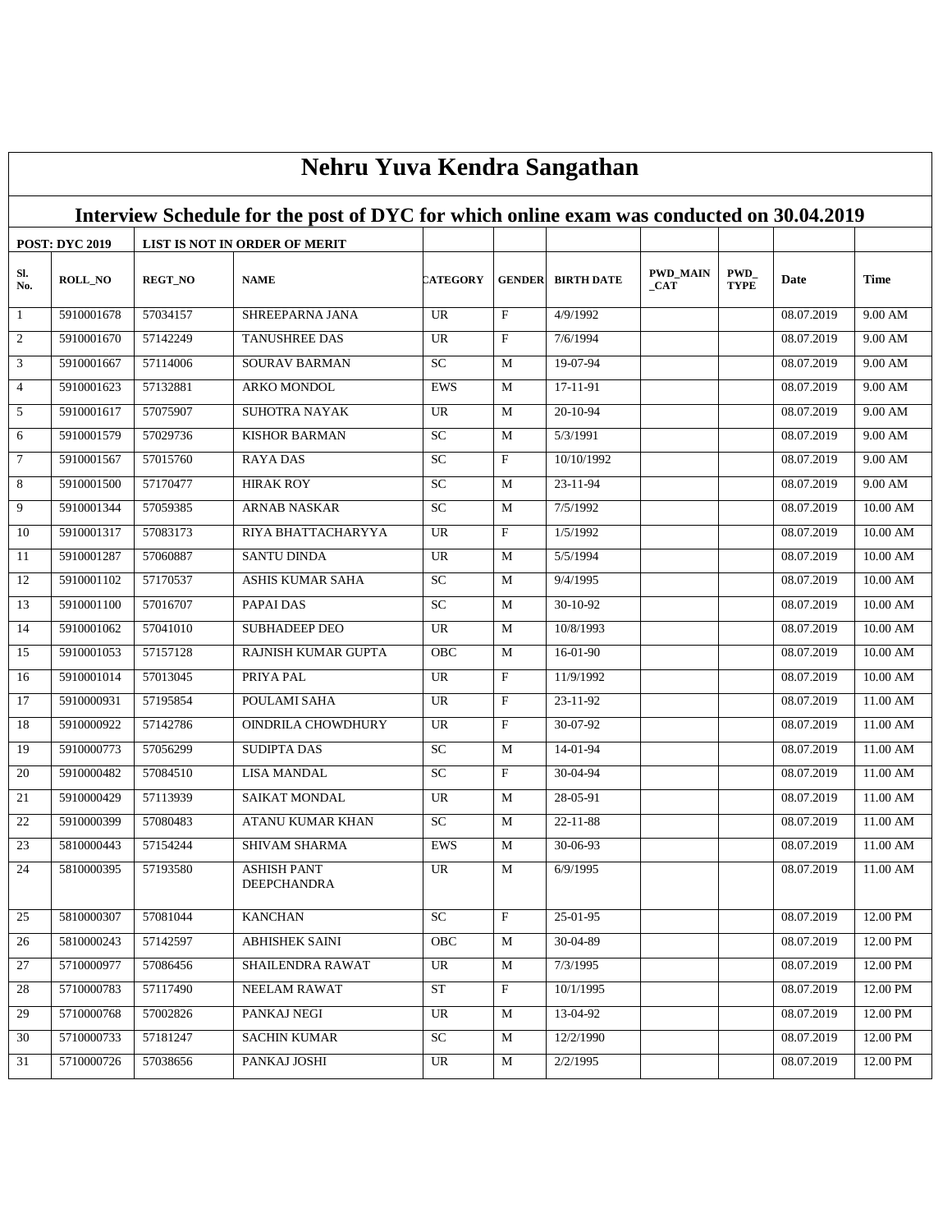# Nehru Yuva Kendra Sangathan

## Interview Schedule for the post of DYC for which online exam was conducted on 30.04.2019

| POST: DYC 2019 | | LIST IS NOT IN ORDER OF MERIT | | | | | | | | |
|---|---|---|---|---|---|---|---|---|---|---|
| Sl. No. | ROLL_NO | REGT_NO | NAME | CATEGORY | GENDER | BIRTH DATE | PWD_MAIN_CAT | PWD_TYPE | Date | Time |
| 1 | 5910001678 | 57034157 | SHREEPARNA JANA | UR | F | 4/9/1992 | | | 08.07.2019 | 9.00 AM |
| 2 | 5910001670 | 57142249 | TANUSHREE DAS | UR | F | 7/6/1994 | | | 08.07.2019 | 9.00 AM |
| 3 | 5910001667 | 57114006 | SOURAV BARMAN | SC | M | 19-07-94 | | | 08.07.2019 | 9.00 AM |
| 4 | 5910001623 | 57132881 | ARKO MONDOL | EWS | M | 17-11-91 | | | 08.07.2019 | 9.00 AM |
| 5 | 5910001617 | 57075907 | SUHOTRA NAYAK | UR | M | 20-10-94 | | | 08.07.2019 | 9.00 AM |
| 6 | 5910001579 | 57029736 | KISHOR BARMAN | SC | M | 5/3/1991 | | | 08.07.2019 | 9.00 AM |
| 7 | 5910001567 | 57015760 | RAYA DAS | SC | F | 10/10/1992 | | | 08.07.2019 | 9.00 AM |
| 8 | 5910001500 | 57170477 | HIRAK ROY | SC | M | 23-11-94 | | | 08.07.2019 | 9.00 AM |
| 9 | 5910001344 | 57059385 | ARNAB NASKAR | SC | M | 7/5/1992 | | | 08.07.2019 | 10.00 AM |
| 10 | 5910001317 | 57083173 | RIYA BHATTACHARYYA | UR | F | 1/5/1992 | | | 08.07.2019 | 10.00 AM |
| 11 | 5910001287 | 57060887 | SANTU DINDA | UR | M | 5/5/1994 | | | 08.07.2019 | 10.00 AM |
| 12 | 5910001102 | 57170537 | ASHIS KUMAR SAHA | SC | M | 9/4/1995 | | | 08.07.2019 | 10.00 AM |
| 13 | 5910001100 | 57016707 | PAPAI DAS | SC | M | 30-10-92 | | | 08.07.2019 | 10.00 AM |
| 14 | 5910001062 | 57041010 | SUBHADEEP DEO | UR | M | 10/8/1993 | | | 08.07.2019 | 10.00 AM |
| 15 | 5910001053 | 57157128 | RAJNISH KUMAR GUPTA | OBC | M | 16-01-90 | | | 08.07.2019 | 10.00 AM |
| 16 | 5910001014 | 57013045 | PRIYA PAL | UR | F | 11/9/1992 | | | 08.07.2019 | 10.00 AM |
| 17 | 5910000931 | 57195854 | POULAMI SAHA | UR | F | 23-11-92 | | | 08.07.2019 | 11.00 AM |
| 18 | 5910000922 | 57142786 | OINDRILA CHOWDHURY | UR | F | 30-07-92 | | | 08.07.2019 | 11.00 AM |
| 19 | 5910000773 | 57056299 | SUDIPTA DAS | SC | M | 14-01-94 | | | 08.07.2019 | 11.00 AM |
| 20 | 5910000482 | 57084510 | LISA MANDAL | SC | F | 30-04-94 | | | 08.07.2019 | 11.00 AM |
| 21 | 5910000429 | 57113939 | SAIKAT MONDAL | UR | M | 28-05-91 | | | 08.07.2019 | 11.00 AM |
| 22 | 5910000399 | 57080483 | ATANU KUMAR KHAN | SC | M | 22-11-88 | | | 08.07.2019 | 11.00 AM |
| 23 | 5810000443 | 57154244 | SHIVAM SHARMA | EWS | M | 30-06-93 | | | 08.07.2019 | 11.00 AM |
| 24 | 5810000395 | 57193580 | ASHISH PANT DEEPCHANDRA | UR | M | 6/9/1995 | | | 08.07.2019 | 11.00 AM |
| 25 | 5810000307 | 57081044 | KANCHAN | SC | F | 25-01-95 | | | 08.07.2019 | 12.00 PM |
| 26 | 5810000243 | 57142597 | ABHISHEK SAINI | OBC | M | 30-04-89 | | | 08.07.2019 | 12.00 PM |
| 27 | 5710000977 | 57086456 | SHAILENDRA RAWAT | UR | M | 7/3/1995 | | | 08.07.2019 | 12.00 PM |
| 28 | 5710000783 | 57117490 | NEELAM RAWAT | ST | F | 10/1/1995 | | | 08.07.2019 | 12.00 PM |
| 29 | 5710000768 | 57002826 | PANKAJ NEGI | UR | M | 13-04-92 | | | 08.07.2019 | 12.00 PM |
| 30 | 5710000733 | 57181247 | SACHIN KUMAR | SC | M | 12/2/1990 | | | 08.07.2019 | 12.00 PM |
| 31 | 5710000726 | 57038656 | PANKAJ JOSHI | UR | M | 2/2/1995 | | | 08.07.2019 | 12.00 PM |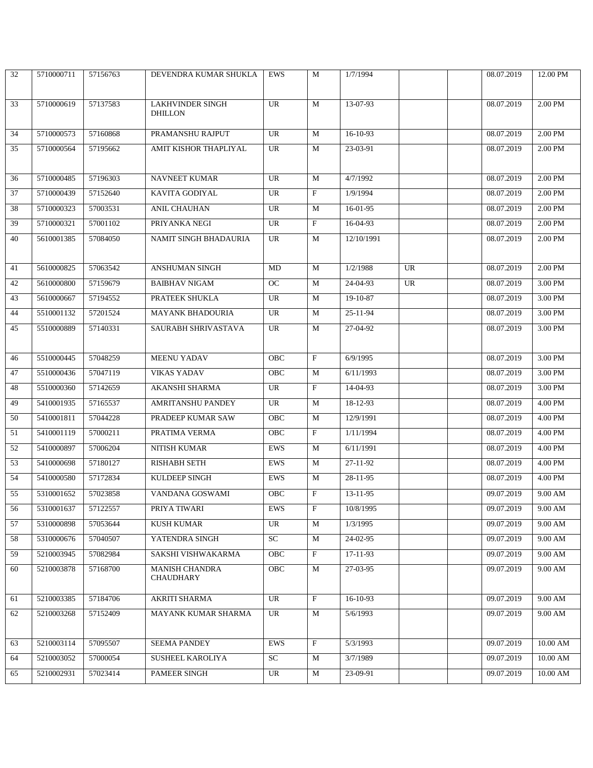| 32 | 5710000711 | 57156763 | DEVENDRA KUMAR SHUKLA | EWS | M | 1/7/1994 | | | 08.07.2019 | 12.00 PM |
|---|---|---|---|---|---|---|---|---|---|---|
| 33 | 5710000619 | 57137583 | LAKHVINDER SINGH DHILLON | UR | M | 13-07-93 | | | 08.07.2019 | 2.00 PM |
| 34 | 5710000573 | 57160868 | PRAMANSHU RAJPUT | UR | M | 16-10-93 | | | 08.07.2019 | 2.00 PM |
| 35 | 5710000564 | 57195662 | AMIT KISHOR THAPLIYAL | UR | M | 23-03-91 | | | 08.07.2019 | 2.00 PM |
| 36 | 5710000485 | 57196303 | NAVNEET KUMAR | UR | M | 4/7/1992 | | | 08.07.2019 | 2.00 PM |
| 37 | 5710000439 | 57152640 | KAVITA GODIYAL | UR | F | 1/9/1994 | | | 08.07.2019 | 2.00 PM |
| 38 | 5710000323 | 57003531 | ANIL CHAUHAN | UR | M | 16-01-95 | | | 08.07.2019 | 2.00 PM |
| 39 | 5710000321 | 57001102 | PRIYANKA NEGI | UR | F | 16-04-93 | | | 08.07.2019 | 2.00 PM |
| 40 | 5610001385 | 57084050 | NAMIT SINGH BHADAURIA | UR | M | 12/10/1991 | | | 08.07.2019 | 2.00 PM |
| 41 | 5610000825 | 57063542 | ANSHUMAN SINGH | MD | M | 1/2/1988 | UR | | 08.07.2019 | 2.00 PM |
| 42 | 5610000800 | 57159679 | BAIBHAV NIGAM | OC | M | 24-04-93 | UR | | 08.07.2019 | 3.00 PM |
| 43 | 5610000667 | 57194552 | PRATEEK SHUKLA | UR | M | 19-10-87 | | | 08.07.2019 | 3.00 PM |
| 44 | 5510001132 | 57201524 | MAYANK BHADOURIA | UR | M | 25-11-94 | | | 08.07.2019 | 3.00 PM |
| 45 | 5510000889 | 57140331 | SAURABH SHRIVASTAVA | UR | M | 27-04-92 | | | 08.07.2019 | 3.00 PM |
| 46 | 5510000445 | 57048259 | MEENU YADAV | OBC | F | 6/9/1995 | | | 08.07.2019 | 3.00 PM |
| 47 | 5510000436 | 57047119 | VIKAS YADAV | OBC | M | 6/11/1993 | | | 08.07.2019 | 3.00 PM |
| 48 | 5510000360 | 57142659 | AKANSHI SHARMA | UR | F | 14-04-93 | | | 08.07.2019 | 3.00 PM |
| 49 | 5410001935 | 57165537 | AMRITANSHU PANDEY | UR | M | 18-12-93 | | | 08.07.2019 | 4.00 PM |
| 50 | 5410001811 | 57044228 | PRADEEP KUMAR SAW | OBC | M | 12/9/1991 | | | 08.07.2019 | 4.00 PM |
| 51 | 5410001119 | 57000211 | PRATIMA VERMA | OBC | F | 1/11/1994 | | | 08.07.2019 | 4.00 PM |
| 52 | 5410000897 | 57006204 | NITISH KUMAR | EWS | M | 6/11/1991 | | | 08.07.2019 | 4.00 PM |
| 53 | 5410000698 | 57180127 | RISHABH SETH | EWS | M | 27-11-92 | | | 08.07.2019 | 4.00 PM |
| 54 | 5410000580 | 57172834 | KULDEEP SINGH | EWS | M | 28-11-95 | | | 08.07.2019 | 4.00 PM |
| 55 | 5310001652 | 57023858 | VANDANA GOSWAMI | OBC | F | 13-11-95 | | | 09.07.2019 | 9.00 AM |
| 56 | 5310001637 | 57122557 | PRIYA TIWARI | EWS | F | 10/8/1995 | | | 09.07.2019 | 9.00 AM |
| 57 | 5310000898 | 57053644 | KUSH KUMAR | UR | M | 1/3/1995 | | | 09.07.2019 | 9.00 AM |
| 58 | 5310000676 | 57040507 | YATENDRA SINGH | SC | M | 24-02-95 | | | 09.07.2019 | 9.00 AM |
| 59 | 5210003945 | 57082984 | SAKSHI VISHWAKARMA | OBC | F | 17-11-93 | | | 09.07.2019 | 9.00 AM |
| 60 | 5210003878 | 57168700 | MANISH CHANDRA CHAUDHARY | OBC | M | 27-03-95 | | | 09.07.2019 | 9.00 AM |
| 61 | 5210003385 | 57184706 | AKRITI SHARMA | UR | F | 16-10-93 | | | 09.07.2019 | 9.00 AM |
| 62 | 5210003268 | 57152409 | MAYANK KUMAR SHARMA | UR | M | 5/6/1993 | | | 09.07.2019 | 9.00 AM |
| 63 | 5210003114 | 57095507 | SEEMA PANDEY | EWS | F | 5/3/1993 | | | 09.07.2019 | 10.00 AM |
| 64 | 5210003052 | 57000054 | SUSHEEL KAROLIYA | SC | M | 3/7/1989 | | | 09.07.2019 | 10.00 AM |
| 65 | 5210002931 | 57023414 | PAMEER SINGH | UR | M | 23-09-91 | | | 09.07.2019 | 10.00 AM |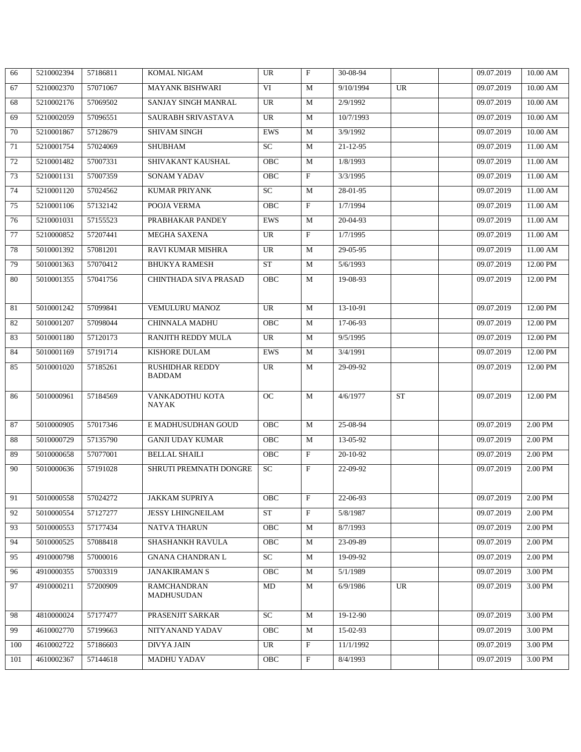| 66 | 5210002394 | 57186811 | KOMAL NIGAM | UR | F | 30-08-94 | | | 09.07.2019 | 10.00 AM |
|---|---|---|---|---|---|---|---|---|---|---|
| 67 | 5210002370 | 57071067 | MAYANK BISHWARI | VI | M | 9/10/1994 | UR | | 09.07.2019 | 10.00 AM |
| 68 | 5210002176 | 57069502 | SANJAY SINGH MANRAL | UR | M | 2/9/1992 | | | 09.07.2019 | 10.00 AM |
| 69 | 5210002059 | 57096551 | SAURABH SRIVASTAVA | UR | M | 10/7/1993 | | | 09.07.2019 | 10.00 AM |
| 70 | 5210001867 | 57128679 | SHIVAM SINGH | EWS | M | 3/9/1992 | | | 09.07.2019 | 10.00 AM |
| 71 | 5210001754 | 57024069 | SHUBHAM | SC | M | 21-12-95 | | | 09.07.2019 | 11.00 AM |
| 72 | 5210001482 | 57007331 | SHIVAKANT KAUSHAL | OBC | M | 1/8/1993 | | | 09.07.2019 | 11.00 AM |
| 73 | 5210001131 | 57007359 | SONAM YADAV | OBC | F | 3/3/1995 | | | 09.07.2019 | 11.00 AM |
| 74 | 5210001120 | 57024562 | KUMAR PRIYANK | SC | M | 28-01-95 | | | 09.07.2019 | 11.00 AM |
| 75 | 5210001106 | 57132142 | POOJA VERMA | OBC | F | 1/7/1994 | | | 09.07.2019 | 11.00 AM |
| 76 | 5210001031 | 57155523 | PRABHAKAR PANDEY | EWS | M | 20-04-93 | | | 09.07.2019 | 11.00 AM |
| 77 | 5210000852 | 57207441 | MEGHA SAXENA | UR | F | 1/7/1995 | | | 09.07.2019 | 11.00 AM |
| 78 | 5010001392 | 57081201 | RAVI KUMAR MISHRA | UR | M | 29-05-95 | | | 09.07.2019 | 11.00 AM |
| 79 | 5010001363 | 57070412 | BHUKYA RAMESH | ST | M | 5/6/1993 | | | 09.07.2019 | 12.00 PM |
| 80 | 5010001355 | 57041756 | CHINTHADA SIVA PRASAD | OBC | M | 19-08-93 | | | 09.07.2019 | 12.00 PM |
| 81 | 5010001242 | 57099841 | VEMULURU MANOZ | UR | M | 13-10-91 | | | 09.07.2019 | 12.00 PM |
| 82 | 5010001207 | 57098044 | CHINNALA MADHU | OBC | M | 17-06-93 | | | 09.07.2019 | 12.00 PM |
| 83 | 5010001180 | 57120173 | RANJITH REDDY MULA | UR | M | 9/5/1995 | | | 09.07.2019 | 12.00 PM |
| 84 | 5010001169 | 57191714 | KISHORE DULAM | EWS | M | 3/4/1991 | | | 09.07.2019 | 12.00 PM |
| 85 | 5010001020 | 57185261 | RUSHIDHAR REDDY BADDAM | UR | M | 29-09-92 | | | 09.07.2019 | 12.00 PM |
| 86 | 5010000961 | 57184569 | VANKADOTHU KOTA NAYAK | OC | M | 4/6/1977 | ST | | 09.07.2019 | 12.00 PM |
| 87 | 5010000905 | 57017346 | E MADHUSUDHAN GOUD | OBC | M | 25-08-94 | | | 09.07.2019 | 2.00 PM |
| 88 | 5010000729 | 57135790 | GANJI UDAY KUMAR | OBC | M | 13-05-92 | | | 09.07.2019 | 2.00 PM |
| 89 | 5010000658 | 57077001 | BELLAL SHAILI | OBC | F | 20-10-92 | | | 09.07.2019 | 2.00 PM |
| 90 | 5010000636 | 57191028 | SHRUTI PREMNATH DONGRE | SC | F | 22-09-92 | | | 09.07.2019 | 2.00 PM |
| 91 | 5010000558 | 57024272 | JAKKAM SUPRIYA | OBC | F | 22-06-93 | | | 09.07.2019 | 2.00 PM |
| 92 | 5010000554 | 57127277 | JESSY LHINGNEILAM | ST | F | 5/8/1987 | | | 09.07.2019 | 2.00 PM |
| 93 | 5010000553 | 57177434 | NATVA THARUN | OBC | M | 8/7/1993 | | | 09.07.2019 | 2.00 PM |
| 94 | 5010000525 | 57088418 | SHASHANKH RAVULA | OBC | M | 23-09-89 | | | 09.07.2019 | 2.00 PM |
| 95 | 4910000798 | 57000016 | GNANA CHANDRAN L | SC | M | 19-09-92 | | | 09.07.2019 | 2.00 PM |
| 96 | 4910000355 | 57003319 | JANAKIRAMAN S | OBC | M | 5/1/1989 | | | 09.07.2019 | 3.00 PM |
| 97 | 4910000211 | 57200909 | RAMCHANDRAN MADHUSUDAN | MD | M | 6/9/1986 | UR | | 09.07.2019 | 3.00 PM |
| 98 | 4810000024 | 57177477 | PRASENJIT SARKAR | SC | M | 19-12-90 | | | 09.07.2019 | 3.00 PM |
| 99 | 4610002770 | 57199663 | NITYANAND YADAV | OBC | M | 15-02-93 | | | 09.07.2019 | 3.00 PM |
| 100 | 4610002722 | 57186603 | DIVYA JAIN | UR | F | 11/1/1992 | | | 09.07.2019 | 3.00 PM |
| 101 | 4610002367 | 57144618 | MADHU YADAV | OBC | F | 8/4/1993 | | | 09.07.2019 | 3.00 PM |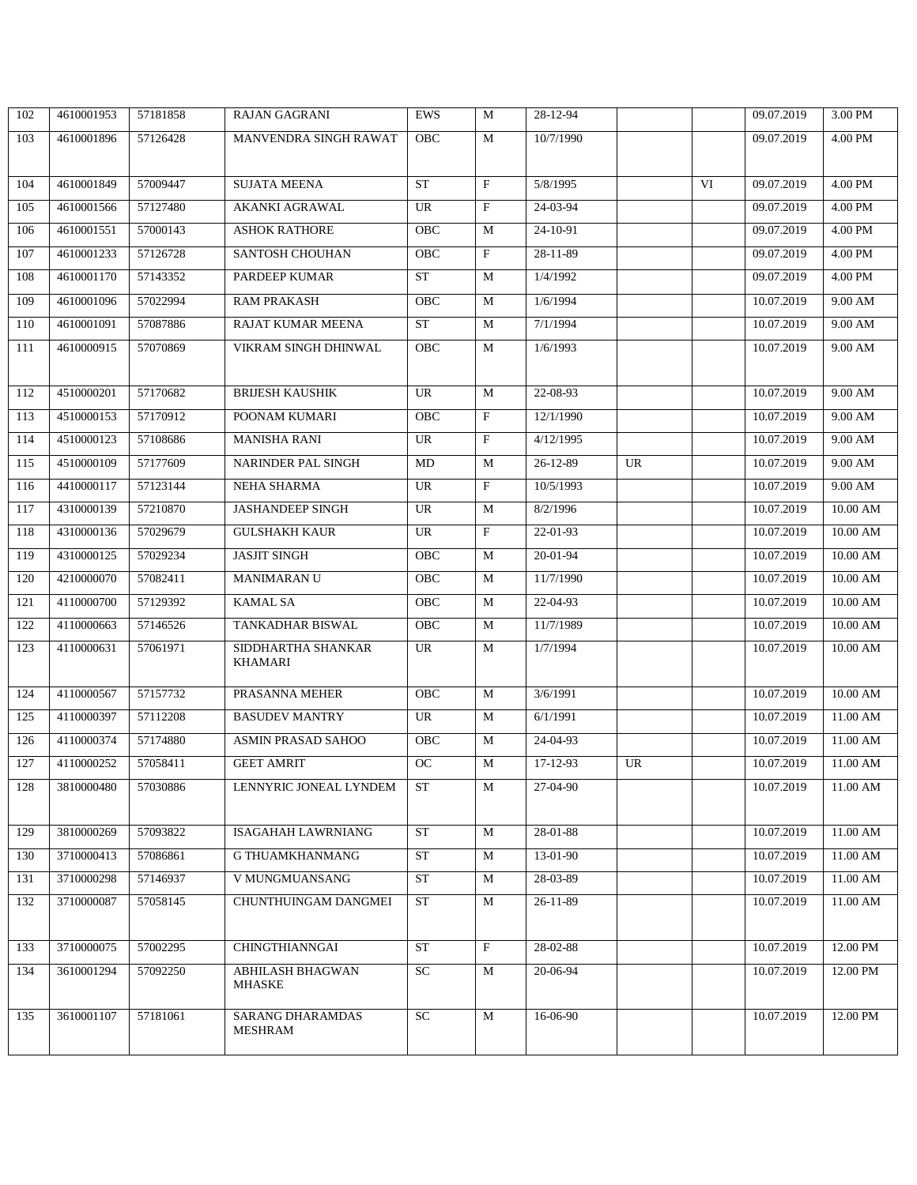| | | | | | | | | | | |
|---|---|---|---|---|---|---|---|---|---|---|
| 102 | 4610001953 | 57181858 | RAJAN GAGRANI | EWS | M | 28-12-94 | | | 09.07.2019 | 3.00 PM |
| 103 | 4610001896 | 57126428 | MANVENDRA SINGH RAWAT | OBC | M | 10/7/1990 | | | 09.07.2019 | 4.00 PM |
| 104 | 4610001849 | 57009447 | SUJATA MEENA | ST | F | 5/8/1995 | | VI | 09.07.2019 | 4.00 PM |
| 105 | 4610001566 | 57127480 | AKANKI AGRAWAL | UR | F | 24-03-94 | | | 09.07.2019 | 4.00 PM |
| 106 | 4610001551 | 57000143 | ASHOK RATHORE | OBC | M | 24-10-91 | | | 09.07.2019 | 4.00 PM |
| 107 | 4610001233 | 57126728 | SANTOSH CHOUHAN | OBC | F | 28-11-89 | | | 09.07.2019 | 4.00 PM |
| 108 | 4610001170 | 57143352 | PARDEEP KUMAR | ST | M | 1/4/1992 | | | 09.07.2019 | 4.00 PM |
| 109 | 4610001096 | 57022994 | RAM PRAKASH | OBC | M | 1/6/1994 | | | 10.07.2019 | 9.00 AM |
| 110 | 4610001091 | 57087886 | RAJAT KUMAR MEENA | ST | M | 7/1/1994 | | | 10.07.2019 | 9.00 AM |
| 111 | 4610000915 | 57070869 | VIKRAM SINGH DHINWAL | OBC | M | 1/6/1993 | | | 10.07.2019 | 9.00 AM |
| 112 | 4510000201 | 57170682 | BRIJESH KAUSHIK | UR | M | 22-08-93 | | | 10.07.2019 | 9.00 AM |
| 113 | 4510000153 | 57170912 | POONAM KUMARI | OBC | F | 12/1/1990 | | | 10.07.2019 | 9.00 AM |
| 114 | 4510000123 | 57108686 | MANISHA RANI | UR | F | 4/12/1995 | | | 10.07.2019 | 9.00 AM |
| 115 | 4510000109 | 57177609 | NARINDER PAL SINGH | MD | M | 26-12-89 | UR | | 10.07.2019 | 9.00 AM |
| 116 | 4410000117 | 57123144 | NEHA SHARMA | UR | F | 10/5/1993 | | | 10.07.2019 | 9.00 AM |
| 117 | 4310000139 | 57210870 | JASHANDEEP SINGH | UR | M | 8/2/1996 | | | 10.07.2019 | 10.00 AM |
| 118 | 4310000136 | 57029679 | GULSHAKH KAUR | UR | F | 22-01-93 | | | 10.07.2019 | 10.00 AM |
| 119 | 4310000125 | 57029234 | JASJIT SINGH | OBC | M | 20-01-94 | | | 10.07.2019 | 10.00 AM |
| 120 | 4210000070 | 57082411 | MANIMARAN U | OBC | M | 11/7/1990 | | | 10.07.2019 | 10.00 AM |
| 121 | 4110000700 | 57129392 | KAMAL SA | OBC | M | 22-04-93 | | | 10.07.2019 | 10.00 AM |
| 122 | 4110000663 | 57146526 | TANKADHAR BISWAL | OBC | M | 11/7/1989 | | | 10.07.2019 | 10.00 AM |
| 123 | 4110000631 | 57061971 | SIDDHARTHA SHANKAR KHAMARI | UR | M | 1/7/1994 | | | 10.07.2019 | 10.00 AM |
| 124 | 4110000567 | 57157732 | PRASANNA MEHER | OBC | M | 3/6/1991 | | | 10.07.2019 | 10.00 AM |
| 125 | 4110000397 | 57112208 | BASUDEV MANTRY | UR | M | 6/1/1991 | | | 10.07.2019 | 11.00 AM |
| 126 | 4110000374 | 57174880 | ASMIN PRASAD SAHOO | OBC | M | 24-04-93 | | | 10.07.2019 | 11.00 AM |
| 127 | 4110000252 | 57058411 | GEET AMRIT | OC | M | 17-12-93 | UR | | 10.07.2019 | 11.00 AM |
| 128 | 3810000480 | 57030886 | LENNYRIC JONEAL LYNDEM | ST | M | 27-04-90 | | | 10.07.2019 | 11.00 AM |
| 129 | 3810000269 | 57093822 | ISAGAHAH LAWRNIANG | ST | M | 28-01-88 | | | 10.07.2019 | 11.00 AM |
| 130 | 3710000413 | 57086861 | G THUAMKHANMANG | ST | M | 13-01-90 | | | 10.07.2019 | 11.00 AM |
| 131 | 3710000298 | 57146937 | V MUNGMUANSANG | ST | M | 28-03-89 | | | 10.07.2019 | 11.00 AM |
| 132 | 3710000087 | 57058145 | CHUNTHUINGAM DANGMEI | ST | M | 26-11-89 | | | 10.07.2019 | 11.00 AM |
| 133 | 3710000075 | 57002295 | CHINGTHIANNGAI | ST | F | 28-02-88 | | | 10.07.2019 | 12.00 PM |
| 134 | 3610001294 | 57092250 | ABHILASH BHAGWAN MHASKE | SC | M | 20-06-94 | | | 10.07.2019 | 12.00 PM |
| 135 | 3610001107 | 57181061 | SARANG DHARAMDAS MESHRAM | SC | M | 16-06-90 | | | 10.07.2019 | 12.00 PM |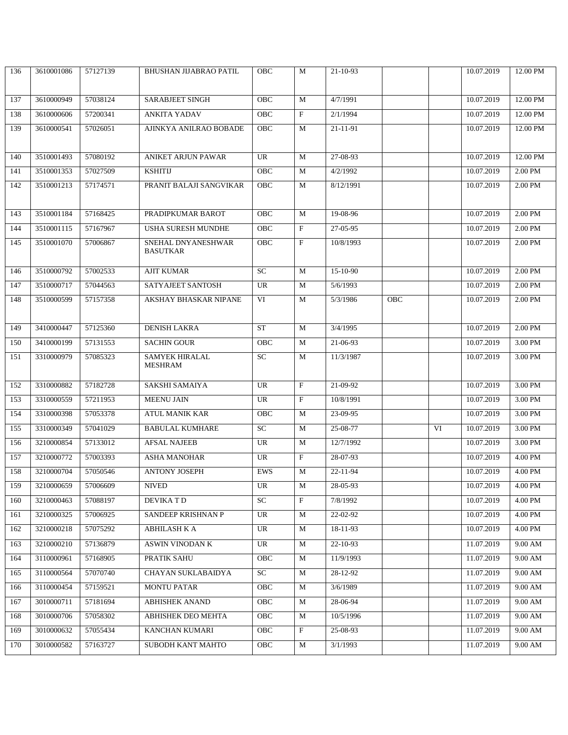| 136 | 3610001086 | 57127139 | BHUSHAN JIJABRAO PATIL | OBC | M | 21-10-93 | | | 10.07.2019 | 12.00 PM |
|---|---|---|---|---|---|---|---|---|---|---|
| 137 | 3610000949 | 57038124 | SARABJEET SINGH | OBC | M | 4/7/1991 | | | 10.07.2019 | 12.00 PM |
| 138 | 3610000606 | 57200341 | ANKITA YADAV | OBC | F | 2/1/1994 | | | 10.07.2019 | 12.00 PM |
| 139 | 3610000541 | 57026051 | AJINKYA ANILRAO BOBADE | OBC | M | 21-11-91 | | | 10.07.2019 | 12.00 PM |
| 140 | 3510001493 | 57080192 | ANIKET ARJUN PAWAR | UR | M | 27-08-93 | | | 10.07.2019 | 12.00 PM |
| 141 | 3510001353 | 57027509 | KSHITIJ | OBC | M | 4/2/1992 | | | 10.07.2019 | 2.00 PM |
| 142 | 3510001213 | 57174571 | PRANIT BALAJI SANGVIKAR | OBC | M | 8/12/1991 | | | 10.07.2019 | 2.00 PM |
| 143 | 3510001184 | 57168425 | PRADIPKUMAR BAROT | OBC | M | 19-08-96 | | | 10.07.2019 | 2.00 PM |
| 144 | 3510001115 | 57167967 | USHA SURESH MUNDHE | OBC | F | 27-05-95 | | | 10.07.2019 | 2.00 PM |
| 145 | 3510001070 | 57006867 | SNEHAL DNYANESHWAR BASUTKAR | OBC | F | 10/8/1993 | | | 10.07.2019 | 2.00 PM |
| 146 | 3510000792 | 57002533 | AJIT KUMAR | SC | M | 15-10-90 | | | 10.07.2019 | 2.00 PM |
| 147 | 3510000717 | 57044563 | SATYAJEET SANTOSH | UR | M | 5/6/1993 | | | 10.07.2019 | 2.00 PM |
| 148 | 3510000599 | 57157358 | AKSHAY BHASKAR NIPANE | VI | M | 5/3/1986 | OBC | | 10.07.2019 | 2.00 PM |
| 149 | 3410000447 | 57125360 | DENISH LAKRA | ST | M | 3/4/1995 | | | 10.07.2019 | 2.00 PM |
| 150 | 3410000199 | 57131553 | SACHIN GOUR | OBC | M | 21-06-93 | | | 10.07.2019 | 3.00 PM |
| 151 | 3310000979 | 57085323 | SAMYEK HIRALAL MESHRAM | SC | M | 11/3/1987 | | | 10.07.2019 | 3.00 PM |
| 152 | 3310000882 | 57182728 | SAKSHI SAMAIYA | UR | F | 21-09-92 | | | 10.07.2019 | 3.00 PM |
| 153 | 3310000559 | 57211953 | MEENU JAIN | UR | F | 10/8/1991 | | | 10.07.2019 | 3.00 PM |
| 154 | 3310000398 | 57053378 | ATUL MANIK KAR | OBC | M | 23-09-95 | | | 10.07.2019 | 3.00 PM |
| 155 | 3310000349 | 57041029 | BABULAL KUMHARE | SC | M | 25-08-77 | | VI | 10.07.2019 | 3.00 PM |
| 156 | 3210000854 | 57133012 | AFSAL NAJEEB | UR | M | 12/7/1992 | | | 10.07.2019 | 3.00 PM |
| 157 | 3210000772 | 57003393 | ASHA MANOHAR | UR | F | 28-07-93 | | | 10.07.2019 | 4.00 PM |
| 158 | 3210000704 | 57050546 | ANTONY JOSEPH | EWS | M | 22-11-94 | | | 10.07.2019 | 4.00 PM |
| 159 | 3210000659 | 57006609 | NIVED | UR | M | 28-05-93 | | | 10.07.2019 | 4.00 PM |
| 160 | 3210000463 | 57088197 | DEVIKA T D | SC | F | 7/8/1992 | | | 10.07.2019 | 4.00 PM |
| 161 | 3210000325 | 57006925 | SANDEEP KRISHNAN P | UR | M | 22-02-92 | | | 10.07.2019 | 4.00 PM |
| 162 | 3210000218 | 57075292 | ABHILASH K A | UR | M | 18-11-93 | | | 10.07.2019 | 4.00 PM |
| 163 | 3210000210 | 57136879 | ASWIN VINODAN K | UR | M | 22-10-93 | | | 11.07.2019 | 9.00 AM |
| 164 | 3110000961 | 57168905 | PRATIK SAHU | OBC | M | 11/9/1993 | | | 11.07.2019 | 9.00 AM |
| 165 | 3110000564 | 57070740 | CHAYAN SUKLABAIDYA | SC | M | 28-12-92 | | | 11.07.2019 | 9.00 AM |
| 166 | 3110000454 | 57159521 | MONTU PATAR | OBC | M | 3/6/1989 | | | 11.07.2019 | 9.00 AM |
| 167 | 3010000711 | 57181694 | ABHISHEK ANAND | OBC | M | 28-06-94 | | | 11.07.2019 | 9.00 AM |
| 168 | 3010000706 | 57058302 | ABHISHEK DEO MEHTA | OBC | M | 10/5/1996 | | | 11.07.2019 | 9.00 AM |
| 169 | 3010000632 | 57055434 | KANCHAN KUMARI | OBC | F | 25-08-93 | | | 11.07.2019 | 9.00 AM |
| 170 | 3010000582 | 57163727 | SUBODH KANT MAHTO | OBC | M | 3/1/1993 | | | 11.07.2019 | 9.00 AM |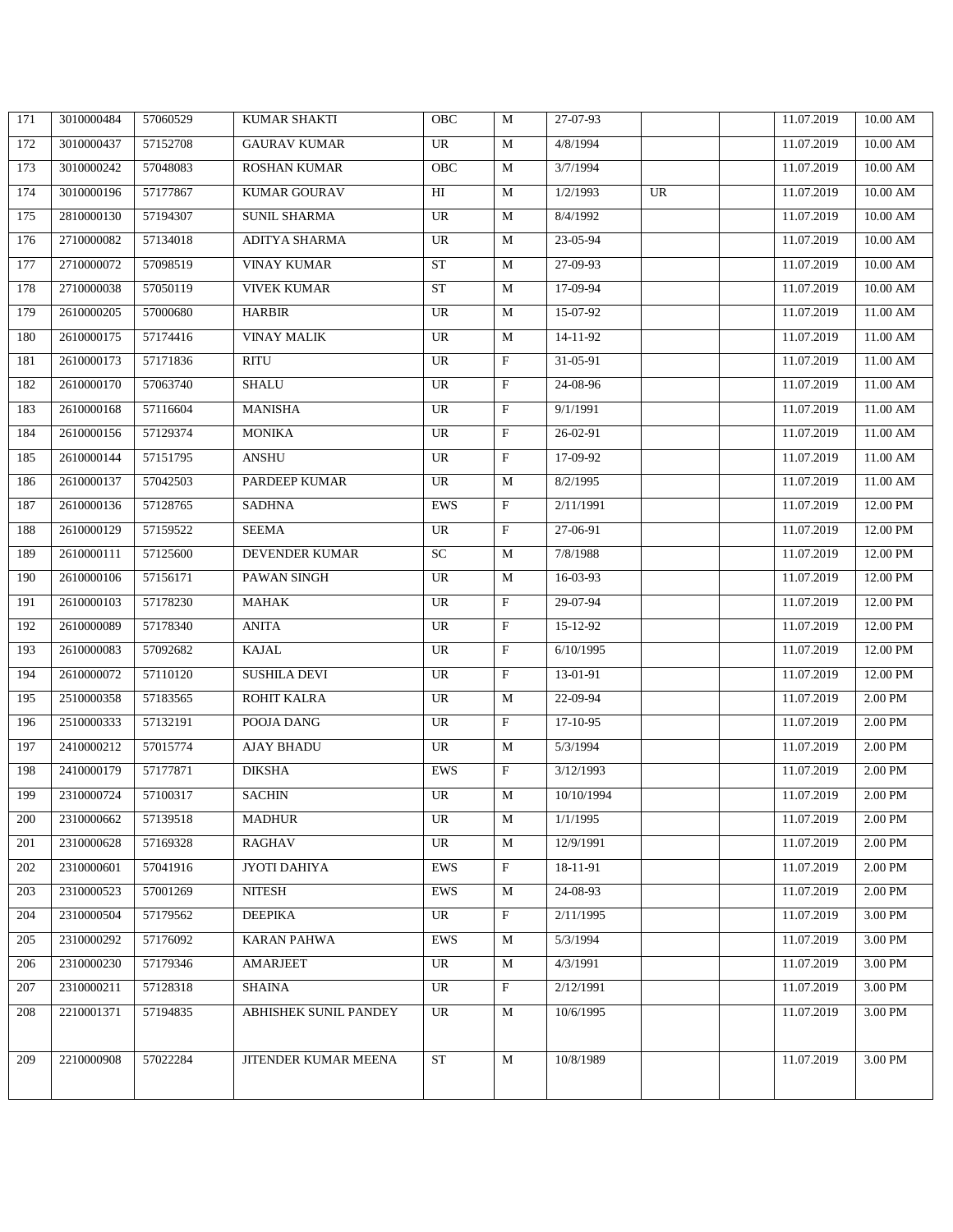| | | | | | | | | | | |
|---|---|---|---|---|---|---|---|---|---|---|
| 171 | 3010000484 | 57060529 | KUMAR SHAKTI | OBC | M | 27-07-93 | | | 11.07.2019 | 10.00 AM |
| 172 | 3010000437 | 57152708 | GAURAV KUMAR | UR | M | 4/8/1994 | | | 11.07.2019 | 10.00 AM |
| 173 | 3010000242 | 57048083 | ROSHAN KUMAR | OBC | M | 3/7/1994 | | | 11.07.2019 | 10.00 AM |
| 174 | 3010000196 | 57177867 | KUMAR GOURAV | HI | M | 1/2/1993 | UR | | 11.07.2019 | 10.00 AM |
| 175 | 2810000130 | 57194307 | SUNIL SHARMA | UR | M | 8/4/1992 | | | 11.07.2019 | 10.00 AM |
| 176 | 2710000082 | 57134018 | ADITYA SHARMA | UR | M | 23-05-94 | | | 11.07.2019 | 10.00 AM |
| 177 | 2710000072 | 57098519 | VINAY KUMAR | ST | M | 27-09-93 | | | 11.07.2019 | 10.00 AM |
| 178 | 2710000038 | 57050119 | VIVEK KUMAR | ST | M | 17-09-94 | | | 11.07.2019 | 10.00 AM |
| 179 | 2610000205 | 57000680 | HARBIR | UR | M | 15-07-92 | | | 11.07.2019 | 11.00 AM |
| 180 | 2610000175 | 57174416 | VINAY MALIK | UR | M | 14-11-92 | | | 11.07.2019 | 11.00 AM |
| 181 | 2610000173 | 57171836 | RITU | UR | F | 31-05-91 | | | 11.07.2019 | 11.00 AM |
| 182 | 2610000170 | 57063740 | SHALU | UR | F | 24-08-96 | | | 11.07.2019 | 11.00 AM |
| 183 | 2610000168 | 57116604 | MANISHA | UR | F | 9/1/1991 | | | 11.07.2019 | 11.00 AM |
| 184 | 2610000156 | 57129374 | MONIKA | UR | F | 26-02-91 | | | 11.07.2019 | 11.00 AM |
| 185 | 2610000144 | 57151795 | ANSHU | UR | F | 17-09-92 | | | 11.07.2019 | 11.00 AM |
| 186 | 2610000137 | 57042503 | PARDEEP KUMAR | UR | M | 8/2/1995 | | | 11.07.2019 | 11.00 AM |
| 187 | 2610000136 | 57128765 | SADHNA | EWS | F | 2/11/1991 | | | 11.07.2019 | 12.00 PM |
| 188 | 2610000129 | 57159522 | SEEMA | UR | F | 27-06-91 | | | 11.07.2019 | 12.00 PM |
| 189 | 2610000111 | 57125600 | DEVENDER KUMAR | SC | M | 7/8/1988 | | | 11.07.2019 | 12.00 PM |
| 190 | 2610000106 | 57156171 | PAWAN SINGH | UR | M | 16-03-93 | | | 11.07.2019 | 12.00 PM |
| 191 | 2610000103 | 57178230 | MAHAK | UR | F | 29-07-94 | | | 11.07.2019 | 12.00 PM |
| 192 | 2610000089 | 57178340 | ANITA | UR | F | 15-12-92 | | | 11.07.2019 | 12.00 PM |
| 193 | 2610000083 | 57092682 | KAJAL | UR | F | 6/10/1995 | | | 11.07.2019 | 12.00 PM |
| 194 | 2610000072 | 57110120 | SUSHILA DEVI | UR | F | 13-01-91 | | | 11.07.2019 | 12.00 PM |
| 195 | 2510000358 | 57183565 | ROHIT KALRA | UR | M | 22-09-94 | | | 11.07.2019 | 2.00 PM |
| 196 | 2510000333 | 57132191 | POOJA DANG | UR | F | 17-10-95 | | | 11.07.2019 | 2.00 PM |
| 197 | 2410000212 | 57015774 | AJAY BHADU | UR | M | 5/3/1994 | | | 11.07.2019 | 2.00 PM |
| 198 | 2410000179 | 57177871 | DIKSHA | EWS | F | 3/12/1993 | | | 11.07.2019 | 2.00 PM |
| 199 | 2310000724 | 57100317 | SACHIN | UR | M | 10/10/1994 | | | 11.07.2019 | 2.00 PM |
| 200 | 2310000662 | 57139518 | MADHUR | UR | M | 1/1/1995 | | | 11.07.2019 | 2.00 PM |
| 201 | 2310000628 | 57169328 | RAGHAV | UR | M | 12/9/1991 | | | 11.07.2019 | 2.00 PM |
| 202 | 2310000601 | 57041916 | JYOTI DAHIYA | EWS | F | 18-11-91 | | | 11.07.2019 | 2.00 PM |
| 203 | 2310000523 | 57001269 | NITESH | EWS | M | 24-08-93 | | | 11.07.2019 | 2.00 PM |
| 204 | 2310000504 | 57179562 | DEEPIKA | UR | F | 2/11/1995 | | | 11.07.2019 | 3.00 PM |
| 205 | 2310000292 | 57176092 | KARAN PAHWA | EWS | M | 5/3/1994 | | | 11.07.2019 | 3.00 PM |
| 206 | 2310000230 | 57179346 | AMARJEET | UR | M | 4/3/1991 | | | 11.07.2019 | 3.00 PM |
| 207 | 2310000211 | 57128318 | SHAINA | UR | F | 2/12/1991 | | | 11.07.2019 | 3.00 PM |
| 208 | 2210001371 | 57194835 | ABHISHEK SUNIL PANDEY | UR | M | 10/6/1995 | | | 11.07.2019 | 3.00 PM |
| 209 | 2210000908 | 57022284 | JITENDER KUMAR MEENA | ST | M | 10/8/1989 | | | 11.07.2019 | 3.00 PM |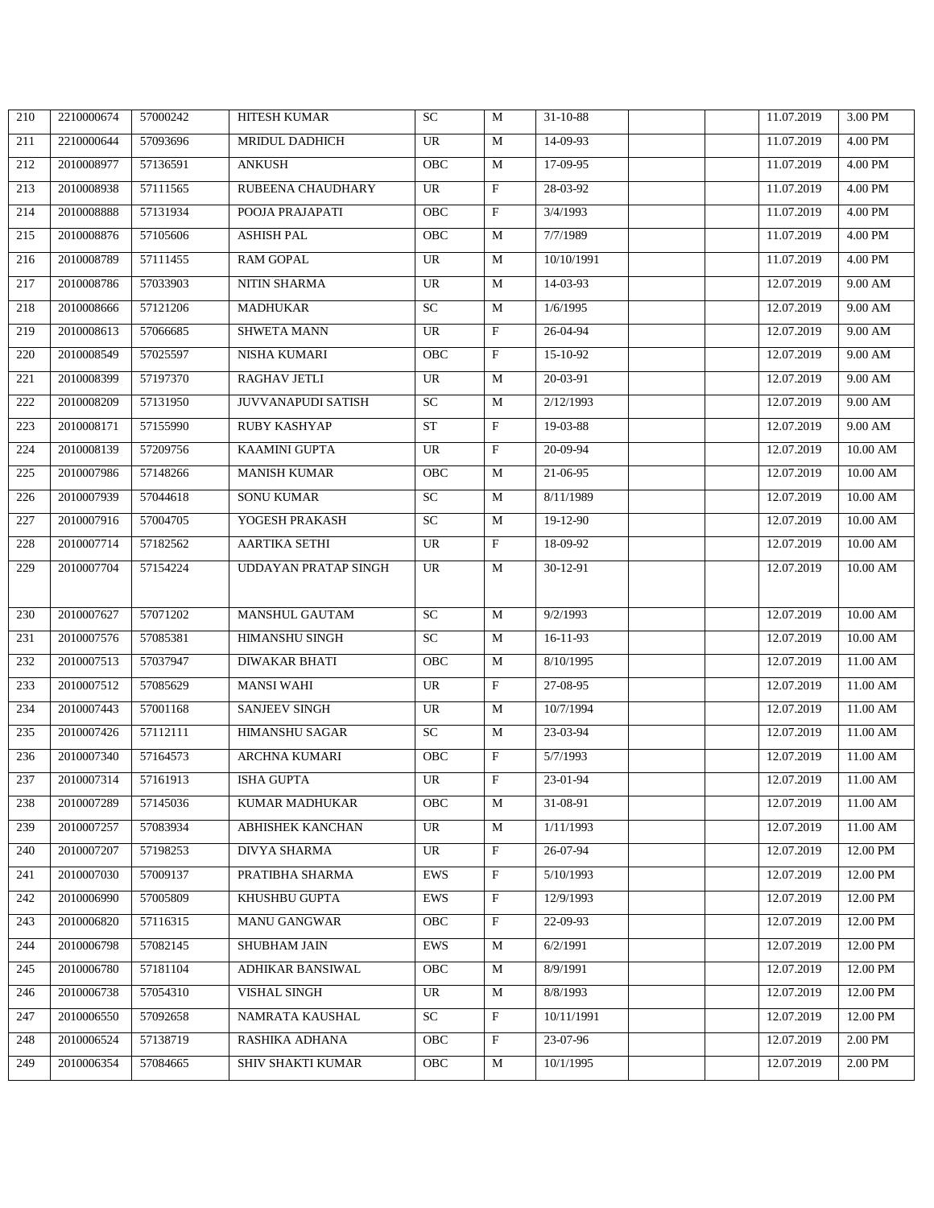| | | | | | | | | | | |
|---|---|---|---|---|---|---|---|---|---|---|
| 210 | 2210000674 | 57000242 | HITESH KUMAR | SC | M | 31-10-88 | | | 11.07.2019 | 3.00 PM |
| 211 | 2210000644 | 57093696 | MRIDUL DADHICH | UR | M | 14-09-93 | | | 11.07.2019 | 4.00 PM |
| 212 | 2010008977 | 57136591 | ANKUSH | OBC | M | 17-09-95 | | | 11.07.2019 | 4.00 PM |
| 213 | 2010008938 | 57111565 | RUBEENA CHAUDHARY | UR | F | 28-03-92 | | | 11.07.2019 | 4.00 PM |
| 214 | 2010008888 | 57131934 | POOJA PRAJAPATI | OBC | F | 3/4/1993 | | | 11.07.2019 | 4.00 PM |
| 215 | 2010008876 | 57105606 | ASHISH PAL | OBC | M | 7/7/1989 | | | 11.07.2019 | 4.00 PM |
| 216 | 2010008789 | 57111455 | RAM GOPAL | UR | M | 10/10/1991 | | | 11.07.2019 | 4.00 PM |
| 217 | 2010008786 | 57033903 | NITIN SHARMA | UR | M | 14-03-93 | | | 12.07.2019 | 9.00 AM |
| 218 | 2010008666 | 57121206 | MADHUKAR | SC | M | 1/6/1995 | | | 12.07.2019 | 9.00 AM |
| 219 | 2010008613 | 57066685 | SHWETA MANN | UR | F | 26-04-94 | | | 12.07.2019 | 9.00 AM |
| 220 | 2010008549 | 57025597 | NISHA KUMARI | OBC | F | 15-10-92 | | | 12.07.2019 | 9.00 AM |
| 221 | 2010008399 | 57197370 | RAGHAV JETLI | UR | M | 20-03-91 | | | 12.07.2019 | 9.00 AM |
| 222 | 2010008209 | 57131950 | JUVVANAPUDI SATISH | SC | M | 2/12/1993 | | | 12.07.2019 | 9.00 AM |
| 223 | 2010008171 | 57155990 | RUBY KASHYAP | ST | F | 19-03-88 | | | 12.07.2019 | 9.00 AM |
| 224 | 2010008139 | 57209756 | KAAMINI GUPTA | UR | F | 20-09-94 | | | 12.07.2019 | 10.00 AM |
| 225 | 2010007986 | 57148266 | MANISH KUMAR | OBC | M | 21-06-95 | | | 12.07.2019 | 10.00 AM |
| 226 | 2010007939 | 57044618 | SONU KUMAR | SC | M | 8/11/1989 | | | 12.07.2019 | 10.00 AM |
| 227 | 2010007916 | 57004705 | YOGESH PRAKASH | SC | M | 19-12-90 | | | 12.07.2019 | 10.00 AM |
| 228 | 2010007714 | 57182562 | AARTIKA SETHI | UR | F | 18-09-92 | | | 12.07.2019 | 10.00 AM |
| 229 | 2010007704 | 57154224 | UDDAYAN PRATAP SINGH | UR | M | 30-12-91 | | | 12.07.2019 | 10.00 AM |
| 230 | 2010007627 | 57071202 | MANSHUL GAUTAM | SC | M | 9/2/1993 | | | 12.07.2019 | 10.00 AM |
| 231 | 2010007576 | 57085381 | HIMANSHU SINGH | SC | M | 16-11-93 | | | 12.07.2019 | 10.00 AM |
| 232 | 2010007513 | 57037947 | DIWAKAR BHATI | OBC | M | 8/10/1995 | | | 12.07.2019 | 11.00 AM |
| 233 | 2010007512 | 57085629 | MANSI WAHI | UR | F | 27-08-95 | | | 12.07.2019 | 11.00 AM |
| 234 | 2010007443 | 57001168 | SANJEEV SINGH | UR | M | 10/7/1994 | | | 12.07.2019 | 11.00 AM |
| 235 | 2010007426 | 57112111 | HIMANSHU SAGAR | SC | M | 23-03-94 | | | 12.07.2019 | 11.00 AM |
| 236 | 2010007340 | 57164573 | ARCHNA KUMARI | OBC | F | 5/7/1993 | | | 12.07.2019 | 11.00 AM |
| 237 | 2010007314 | 57161913 | ISHA GUPTA | UR | F | 23-01-94 | | | 12.07.2019 | 11.00 AM |
| 238 | 2010007289 | 57145036 | KUMAR MADHUKAR | OBC | M | 31-08-91 | | | 12.07.2019 | 11.00 AM |
| 239 | 2010007257 | 57083934 | ABHISHEK KANCHAN | UR | M | 1/11/1993 | | | 12.07.2019 | 11.00 AM |
| 240 | 2010007207 | 57198253 | DIVYA SHARMA | UR | F | 26-07-94 | | | 12.07.2019 | 12.00 PM |
| 241 | 2010007030 | 57009137 | PRATIBHA SHARMA | EWS | F | 5/10/1993 | | | 12.07.2019 | 12.00 PM |
| 242 | 2010006990 | 57005809 | KHUSHBU GUPTA | EWS | F | 12/9/1993 | | | 12.07.2019 | 12.00 PM |
| 243 | 2010006820 | 57116315 | MANU GANGWAR | OBC | F | 22-09-93 | | | 12.07.2019 | 12.00 PM |
| 244 | 2010006798 | 57082145 | SHUBHAM JAIN | EWS | M | 6/2/1991 | | | 12.07.2019 | 12.00 PM |
| 245 | 2010006780 | 57181104 | ADHIKAR BANSIWAL | OBC | M | 8/9/1991 | | | 12.07.2019 | 12.00 PM |
| 246 | 2010006738 | 57054310 | VISHAL SINGH | UR | M | 8/8/1993 | | | 12.07.2019 | 12.00 PM |
| 247 | 2010006550 | 57092658 | NAMRATA KAUSHAL | SC | F | 10/11/1991 | | | 12.07.2019 | 12.00 PM |
| 248 | 2010006524 | 57138719 | RASHIKA ADHANA | OBC | F | 23-07-96 | | | 12.07.2019 | 2.00 PM |
| 249 | 2010006354 | 57084665 | SHIV SHAKTI KUMAR | OBC | M | 10/1/1995 | | | 12.07.2019 | 2.00 PM |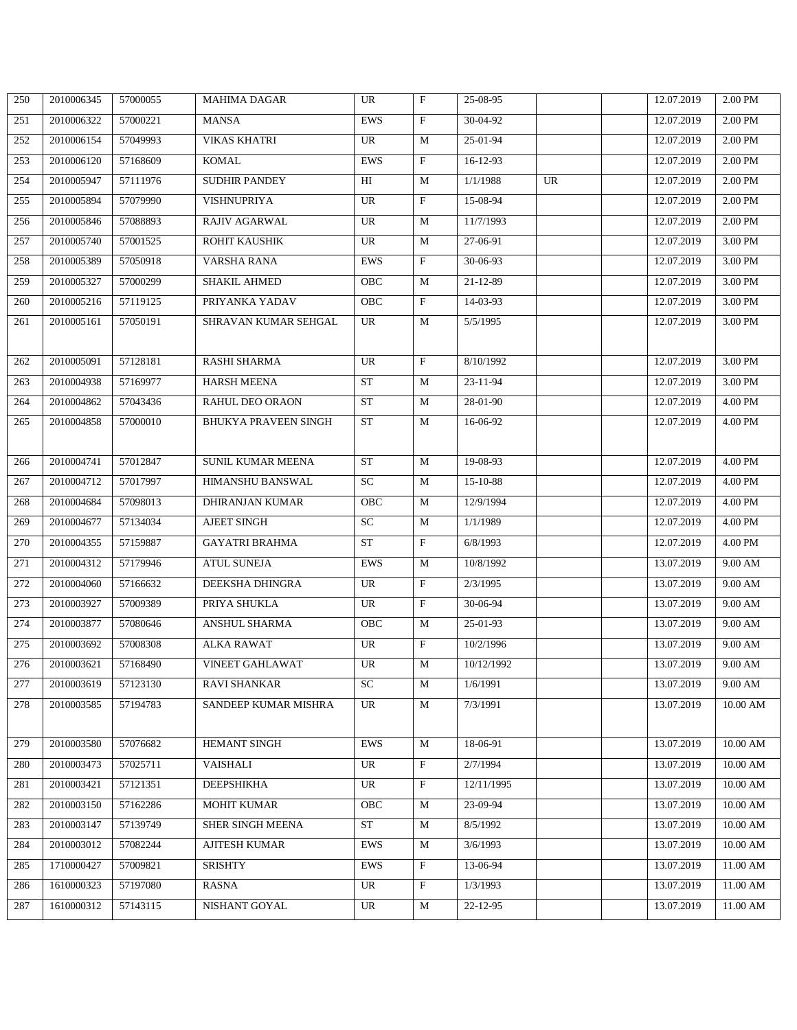| | | | | | | | | | | |
|---|---|---|---|---|---|---|---|---|---|---|
| 250 | 2010006345 | 57000055 | MAHIMA DAGAR | UR | F | 25-08-95 | | | 12.07.2019 | 2.00 PM |
| 251 | 2010006322 | 57000221 | MANSA | EWS | F | 30-04-92 | | | 12.07.2019 | 2.00 PM |
| 252 | 2010006154 | 57049993 | VIKAS KHATRI | UR | M | 25-01-94 | | | 12.07.2019 | 2.00 PM |
| 253 | 2010006120 | 57168609 | KOMAL | EWS | F | 16-12-93 | | | 12.07.2019 | 2.00 PM |
| 254 | 2010005947 | 57111976 | SUDHIR PANDEY | HI | M | 1/1/1988 | UR | | 12.07.2019 | 2.00 PM |
| 255 | 2010005894 | 57079990 | VISHNUPRIYA | UR | F | 15-08-94 | | | 12.07.2019 | 2.00 PM |
| 256 | 2010005846 | 57088893 | RAJIV AGARWAL | UR | M | 11/7/1993 | | | 12.07.2019 | 2.00 PM |
| 257 | 2010005740 | 57001525 | ROHIT KAUSHIK | UR | M | 27-06-91 | | | 12.07.2019 | 3.00 PM |
| 258 | 2010005389 | 57050918 | VARSHA RANA | EWS | F | 30-06-93 | | | 12.07.2019 | 3.00 PM |
| 259 | 2010005327 | 57000299 | SHAKIL AHMED | OBC | M | 21-12-89 | | | 12.07.2019 | 3.00 PM |
| 260 | 2010005216 | 57119125 | PRIYANKA YADAV | OBC | F | 14-03-93 | | | 12.07.2019 | 3.00 PM |
| 261 | 2010005161 | 57050191 | SHRAVAN KUMAR SEHGAL | UR | M | 5/5/1995 | | | 12.07.2019 | 3.00 PM |
| 262 | 2010005091 | 57128181 | RASHI SHARMA | UR | F | 8/10/1992 | | | 12.07.2019 | 3.00 PM |
| 263 | 2010004938 | 57169977 | HARSH MEENA | ST | M | 23-11-94 | | | 12.07.2019 | 3.00 PM |
| 264 | 2010004862 | 57043436 | RAHUL DEO ORAON | ST | M | 28-01-90 | | | 12.07.2019 | 4.00 PM |
| 265 | 2010004858 | 57000010 | BHUKYA PRAVEEN SINGH | ST | M | 16-06-92 | | | 12.07.2019 | 4.00 PM |
| 266 | 2010004741 | 57012847 | SUNIL KUMAR MEENA | ST | M | 19-08-93 | | | 12.07.2019 | 4.00 PM |
| 267 | 2010004712 | 57017997 | HIMANSHU BANSWAL | SC | M | 15-10-88 | | | 12.07.2019 | 4.00 PM |
| 268 | 2010004684 | 57098013 | DHIRANJAN KUMAR | OBC | M | 12/9/1994 | | | 12.07.2019 | 4.00 PM |
| 269 | 2010004677 | 57134034 | AJEET SINGH | SC | M | 1/1/1989 | | | 12.07.2019 | 4.00 PM |
| 270 | 2010004355 | 57159887 | GAYATRI BRAHMA | ST | F | 6/8/1993 | | | 12.07.2019 | 4.00 PM |
| 271 | 2010004312 | 57179946 | ATUL SUNEJA | EWS | M | 10/8/1992 | | | 13.07.2019 | 9.00 AM |
| 272 | 2010004060 | 57166632 | DEEKSHA DHINGRA | UR | F | 2/3/1995 | | | 13.07.2019 | 9.00 AM |
| 273 | 2010003927 | 57009389 | PRIYA SHUKLA | UR | F | 30-06-94 | | | 13.07.2019 | 9.00 AM |
| 274 | 2010003877 | 57080646 | ANSHUL SHARMA | OBC | M | 25-01-93 | | | 13.07.2019 | 9.00 AM |
| 275 | 2010003692 | 57008308 | ALKA RAWAT | UR | F | 10/2/1996 | | | 13.07.2019 | 9.00 AM |
| 276 | 2010003621 | 57168490 | VINEET GAHLAWAT | UR | M | 10/12/1992 | | | 13.07.2019 | 9.00 AM |
| 277 | 2010003619 | 57123130 | RAVI SHANKAR | SC | M | 1/6/1991 | | | 13.07.2019 | 9.00 AM |
| 278 | 2010003585 | 57194783 | SANDEEP KUMAR MISHRA | UR | M | 7/3/1991 | | | 13.07.2019 | 10.00 AM |
| 279 | 2010003580 | 57076682 | HEMANT SINGH | EWS | M | 18-06-91 | | | 13.07.2019 | 10.00 AM |
| 280 | 2010003473 | 57025711 | VAISHALI | UR | F | 2/7/1994 | | | 13.07.2019 | 10.00 AM |
| 281 | 2010003421 | 57121351 | DEEPSHIKHA | UR | F | 12/11/1995 | | | 13.07.2019 | 10.00 AM |
| 282 | 2010003150 | 57162286 | MOHIT KUMAR | OBC | M | 23-09-94 | | | 13.07.2019 | 10.00 AM |
| 283 | 2010003147 | 57139749 | SHER SINGH MEENA | ST | M | 8/5/1992 | | | 13.07.2019 | 10.00 AM |
| 284 | 2010003012 | 57082244 | AJITESH KUMAR | EWS | M | 3/6/1993 | | | 13.07.2019 | 10.00 AM |
| 285 | 1710000427 | 57009821 | SRISHTY | EWS | F | 13-06-94 | | | 13.07.2019 | 11.00 AM |
| 286 | 1610000323 | 57197080 | RASNA | UR | F | 1/3/1993 | | | 13.07.2019 | 11.00 AM |
| 287 | 1610000312 | 57143115 | NISHANT GOYAL | UR | M | 22-12-95 | | | 13.07.2019 | 11.00 AM |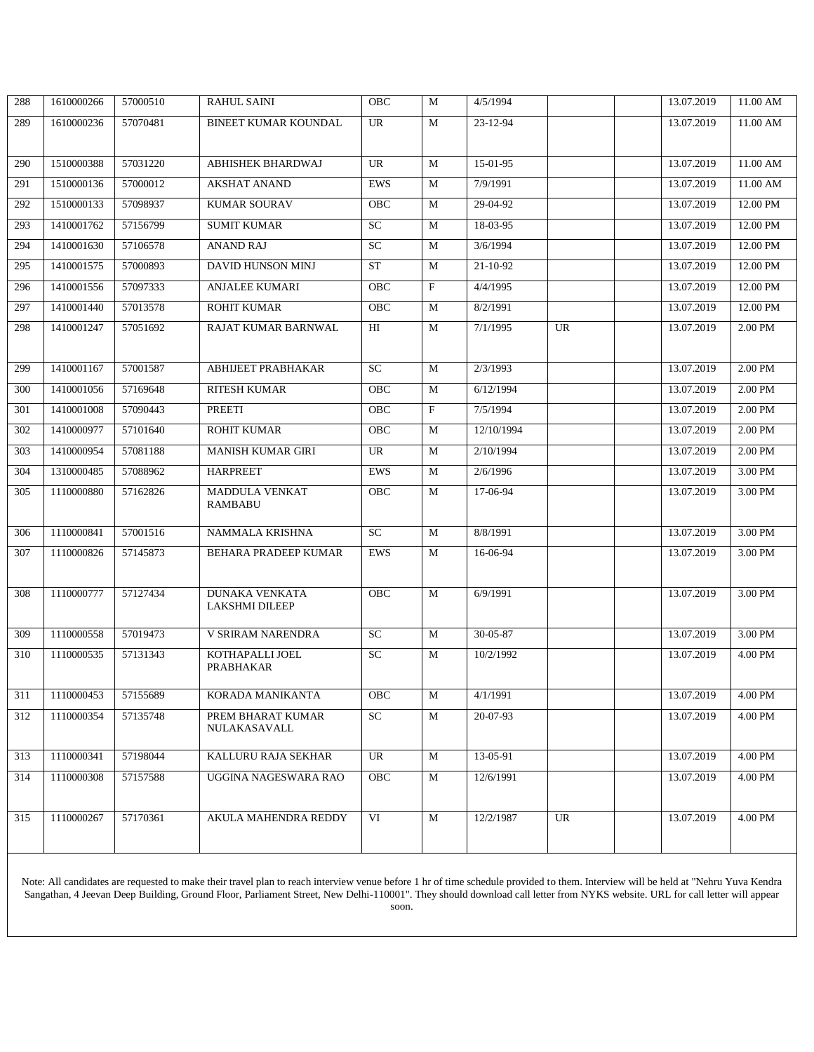| | | | | | | | | | | |
|---|---|---|---|---|---|---|---|---|---|---|
| 288 | 1610000266 | 57000510 | RAHUL SAINI | OBC | M | 4/5/1994 | | | 13.07.2019 | 11.00 AM |
| 289 | 1610000236 | 57070481 | BINEET KUMAR KOUNDAL | UR | M | 23-12-94 | | | 13.07.2019 | 11.00 AM |
| 290 | 1510000388 | 57031220 | ABHISHEK BHARDWAJ | UR | M | 15-01-95 | | | 13.07.2019 | 11.00 AM |
| 291 | 1510000136 | 57000012 | AKSHAT ANAND | EWS | M | 7/9/1991 | | | 13.07.2019 | 11.00 AM |
| 292 | 1510000133 | 57098937 | KUMAR SOURAV | OBC | M | 29-04-92 | | | 13.07.2019 | 12.00 PM |
| 293 | 1410001762 | 57156799 | SUMIT KUMAR | SC | M | 18-03-95 | | | 13.07.2019 | 12.00 PM |
| 294 | 1410001630 | 57106578 | ANAND RAJ | SC | M | 3/6/1994 | | | 13.07.2019 | 12.00 PM |
| 295 | 1410001575 | 57000893 | DAVID HUNSON MINJ | ST | M | 21-10-92 | | | 13.07.2019 | 12.00 PM |
| 296 | 1410001556 | 57097333 | ANJALEE KUMARI | OBC | F | 4/4/1995 | | | 13.07.2019 | 12.00 PM |
| 297 | 1410001440 | 57013578 | ROHIT KUMAR | OBC | M | 8/2/1991 | | | 13.07.2019 | 12.00 PM |
| 298 | 1410001247 | 57051692 | RAJAT KUMAR BARNWAL | HI | M | 7/1/1995 | UR | | 13.07.2019 | 2.00 PM |
| 299 | 1410001167 | 57001587 | ABHIJEET PRABHAKAR | SC | M | 2/3/1993 | | | 13.07.2019 | 2.00 PM |
| 300 | 1410001056 | 57169648 | RITESH KUMAR | OBC | M | 6/12/1994 | | | 13.07.2019 | 2.00 PM |
| 301 | 1410001008 | 57090443 | PREETI | OBC | F | 7/5/1994 | | | 13.07.2019 | 2.00 PM |
| 302 | 1410000977 | 57101640 | ROHIT KUMAR | OBC | M | 12/10/1994 | | | 13.07.2019 | 2.00 PM |
| 303 | 1410000954 | 57081188 | MANISH KUMAR GIRI | UR | M | 2/10/1994 | | | 13.07.2019 | 2.00 PM |
| 304 | 1310000485 | 57088962 | HARPREET | EWS | M | 2/6/1996 | | | 13.07.2019 | 3.00 PM |
| 305 | 1110000880 | 57162826 | MADDULA VENKAT RAMBABU | OBC | M | 17-06-94 | | | 13.07.2019 | 3.00 PM |
| 306 | 1110000841 | 57001516 | NAMMALA KRISHNA | SC | M | 8/8/1991 | | | 13.07.2019 | 3.00 PM |
| 307 | 1110000826 | 57145873 | BEHARA PRADEEP KUMAR | EWS | M | 16-06-94 | | | 13.07.2019 | 3.00 PM |
| 308 | 1110000777 | 57127434 | DUNAKA VENKATA LAKSHMI DILEEP | OBC | M | 6/9/1991 | | | 13.07.2019 | 3.00 PM |
| 309 | 1110000558 | 57019473 | V SRIRAM NARENDRA | SC | M | 30-05-87 | | | 13.07.2019 | 3.00 PM |
| 310 | 1110000535 | 57131343 | KOTHAPALLI JOEL PRABHAKAR | SC | M | 10/2/1992 | | | 13.07.2019 | 4.00 PM |
| 311 | 1110000453 | 57155689 | KORADA MANIKANTA | OBC | M | 4/1/1991 | | | 13.07.2019 | 4.00 PM |
| 312 | 1110000354 | 57135748 | PREM BHARAT KUMAR NULAKASAVALL | SC | M | 20-07-93 | | | 13.07.2019 | 4.00 PM |
| 313 | 1110000341 | 57198044 | KALLURU RAJA SEKHAR | UR | M | 13-05-91 | | | 13.07.2019 | 4.00 PM |
| 314 | 1110000308 | 57157588 | UGGINA NAGESWARA RAO | OBC | M | 12/6/1991 | | | 13.07.2019 | 4.00 PM |
| 315 | 1110000267 | 57170361 | AKULA MAHENDRA REDDY | VI | M | 12/2/1987 | UR | | 13.07.2019 | 4.00 PM |

Note: All candidates are requested to make their travel plan to reach interview venue before 1 hr of time schedule provided to them. Interview will be held at "Nehru Yuva Kendra Sangathan, 4 Jeevan Deep Building, Ground Floor, Parliament Street, New Delhi-110001". They should download call letter from NYKS website. URL for call letter will appear soon.